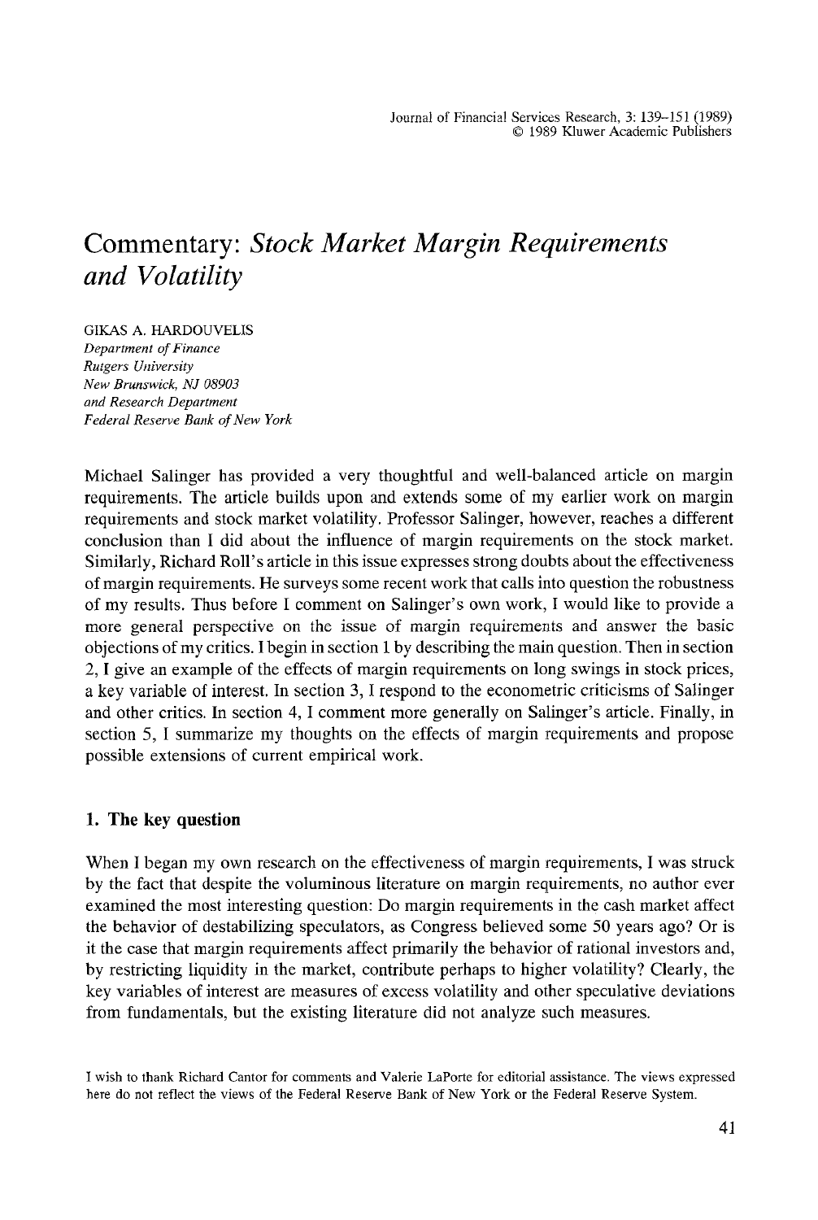# Commentary: *Stock Market Margin Requirements and Volatility*

GIKAS A. HARDOUVELIS
*Department of Finance*
*Rutgers University*
*New Brunswick, NJ 08903*
*and Research Department*
*Federal Reserve Bank of New York*

Michael Salinger has provided a very thoughtful and well-balanced article on margin requirements. The article builds upon and extends some of my earlier work on margin requirements and stock market volatility. Professor Salinger, however, reaches a different conclusion than I did about the influence of margin requirements on the stock market. Similarly, Richard Roll's article in this issue expresses strong doubts about the effectiveness of margin requirements. He surveys some recent work that calls into question the robustness of my results. Thus before I comment on Salinger's own work, I would like to provide a more general perspective on the issue of margin requirements and answer the basic objections of my critics. I begin in section 1 by describing the main question. Then in section 2, I give an example of the effects of margin requirements on long swings in stock prices, a key variable of interest. In section 3, I respond to the econometric criticisms of Salinger and other critics. In section 4, I comment more generally on Salinger's article. Finally, in section 5, I summarize my thoughts on the effects of margin requirements and propose possible extensions of current empirical work.

## 1. The key question

When I began my own research on the effectiveness of margin requirements, I was struck by the fact that despite the voluminous literature on margin requirements, no author ever examined the most interesting question: Do margin requirements in the cash market affect the behavior of destabilizing speculators, as Congress believed some 50 years ago? Or is it the case that margin requirements affect primarily the behavior of rational investors and, by restricting liquidity in the market, contribute perhaps to higher volatility? Clearly, the key variables of interest are measures of excess volatility and other speculative deviations from fundamentals, but the existing literature did not analyze such measures.

I wish to thank Richard Cantor for comments and Valerie LaPorte for editorial assistance. The views expressed here do not reflect the views of the Federal Reserve Bank of New York or the Federal Reserve System.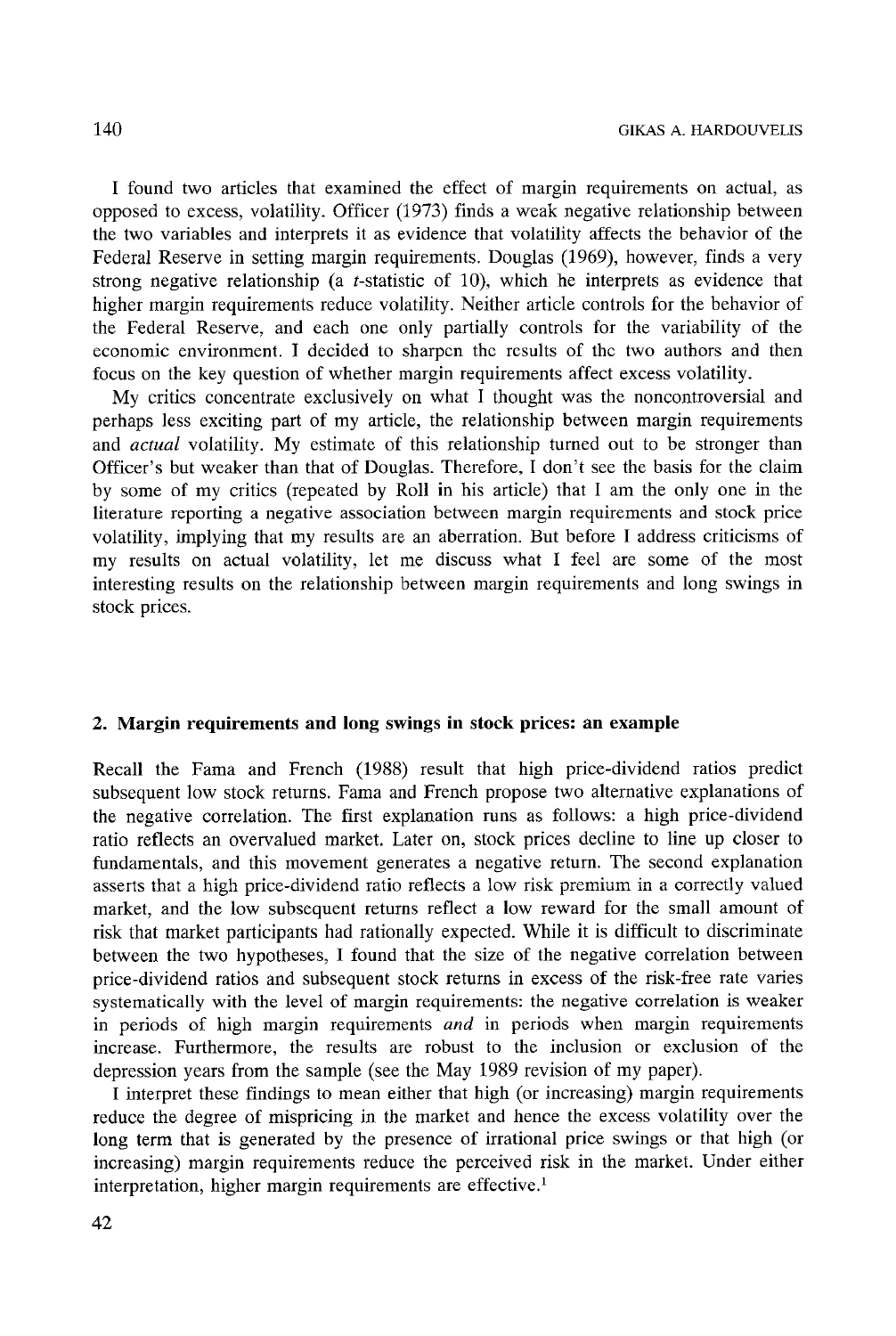I found two articles that examined the effect of margin requirements on actual, as opposed to excess, volatility. Officer (1973) finds a weak negative relationship between the two variables and interprets it as evidence that volatility affects the behavior of the Federal Reserve in setting margin requirements. Douglas (1969), however, finds a very strong negative relationship (a $t$-statistic of 10), which he interprets as evidence that higher margin requirements reduce volatility. Neither article controls for the behavior of the Federal Reserve, and each one only partially controls for the variability of the economic environment. I decided to sharpen the results of the two authors and then focus on the key question of whether margin requirements affect excess volatility.

My critics concentrate exclusively on what I thought was the noncontroversial and perhaps less exciting part of my article, the relationship between margin requirements and *actual* volatility. My estimate of this relationship turned out to be stronger than Officer's but weaker than that of Douglas. Therefore, I don't see the basis for the claim by some of my critics (repeated by Roll in his article) that I am the only one in the literature reporting a negative association between margin requirements and stock price volatility, implying that my results are an aberration. But before I address criticisms of my results on actual volatility, let me discuss what I feel are some of the most interesting results on the relationship between margin requirements and long swings in stock prices.

## 2. Margin requirements and long swings in stock prices: an example

Recall the Fama and French (1988) result that high price-dividend ratios predict subsequent low stock returns. Fama and French propose two alternative explanations of the negative correlation. The first explanation runs as follows: a high price-dividend ratio reflects an overvalued market. Later on, stock prices decline to line up closer to fundamentals, and this movement generates a negative return. The second explanation asserts that a high price-dividend ratio reflects a low risk premium in a correctly valued market, and the low subsequent returns reflect a low reward for the small amount of risk that market participants had rationally expected. While it is difficult to discriminate between the two hypotheses, I found that the size of the negative correlation between price-dividend ratios and subsequent stock returns in excess of the risk-free rate varies systematically with the level of margin requirements: the negative correlation is weaker in periods of high margin requirements *and* in periods when margin requirements increase. Furthermore, the results are robust to the inclusion or exclusion of the depression years from the sample (see the May 1989 revision of my paper).

I interpret these findings to mean either that high (or increasing) margin requirements reduce the degree of mispricing in the market and hence the excess volatility over the long term that is generated by the presence of irrational price swings or that high (or increasing) margin requirements reduce the perceived risk in the market. Under either interpretation, higher margin requirements are effective.[1]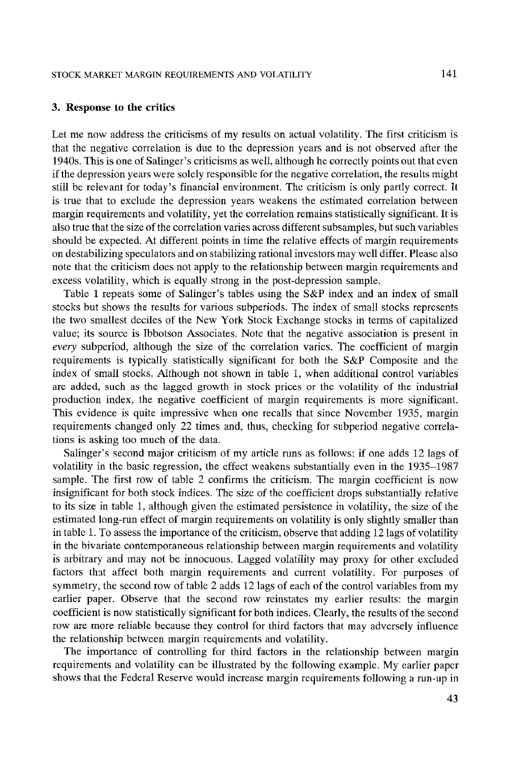## 3. Response to the critics

Let me now address the criticisms of my results on actual volatility. The first criticism is that the negative correlation is due to the depression years and is not observed after the 1940s. This is one of Salinger's criticisms as well, although he correctly points out that even if the depression years were solely responsible for the negative correlation, the results might still be relevant for today's financial environment. The criticism is only partly correct. It is true that to exclude the depression years weakens the estimated correlation between margin requirements and volatility, yet the correlation remains statistically significant. It is also true that the size of the correlation varies across different subsamples, but such variables should be expected. At different points in time the relative effects of margin requirements on destabilizing speculators and on stabilizing rational investors may well differ. Please also note that the criticism does not apply to the relationship between margin requirements and excess volatility, which is equally strong in the post-depression sample.

Table 1 repeats some of Salinger's tables using the S&P index and an index of small stocks but shows the results for various subperiods. The index of small stocks represents the two smallest deciles of the New York Stock Exchange stocks in terms of capitalized value; its source is Ibbotson Associates. Note that the negative association is present in *every* subperiod, although the size of the correlation varies. The coefficient of margin requirements is typically statistically significant for both the S&P Composite and the index of small stocks. Although not shown in table 1, when additional control variables are added, such as the lagged growth in stock prices or the volatility of the industrial production index, the negative coefficient of margin requirements is more significant. This evidence is quite impressive when one recalls that since November 1935, margin requirements changed only 22 times and, thus, checking for subperiod negative correlations is asking too much of the data.

Salinger's second major criticism of my article runs as follows: if one adds 12 lags of volatility in the basic regression, the effect weakens substantially even in the 1935–1987 sample. The first row of table 2 confirms the criticism. The margin coefficient is now insignificant for both stock indices. The size of the coefficient drops substantially relative to its size in table 1, although given the estimated persistence in volatility, the size of the estimated long-run effect of margin requirements on volatility is only slightly smaller than in table 1. To assess the importance of the criticism, observe that adding 12 lags of volatility in the bivariate contemporaneous relationship between margin requirements and volatility is arbitrary and may not be innocuous. Lagged volatility may proxy for other excluded factors that affect both margin requirements and current volatility. For purposes of symmetry, the second row of table 2 adds 12 lags of each of the control variables from my earlier paper. Observe that the second row reinstates my earlier results: the margin coefficient is now statistically significant for both indices. Clearly, the results of the second row are more reliable because they control for third factors that may adversely influence the relationship between margin requirements and volatility.

The importance of controlling for third factors in the relationship between margin requirements and volatility can be illustrated by the following example. My earlier paper shows that the Federal Reserve would increase margin requirements following a run-up in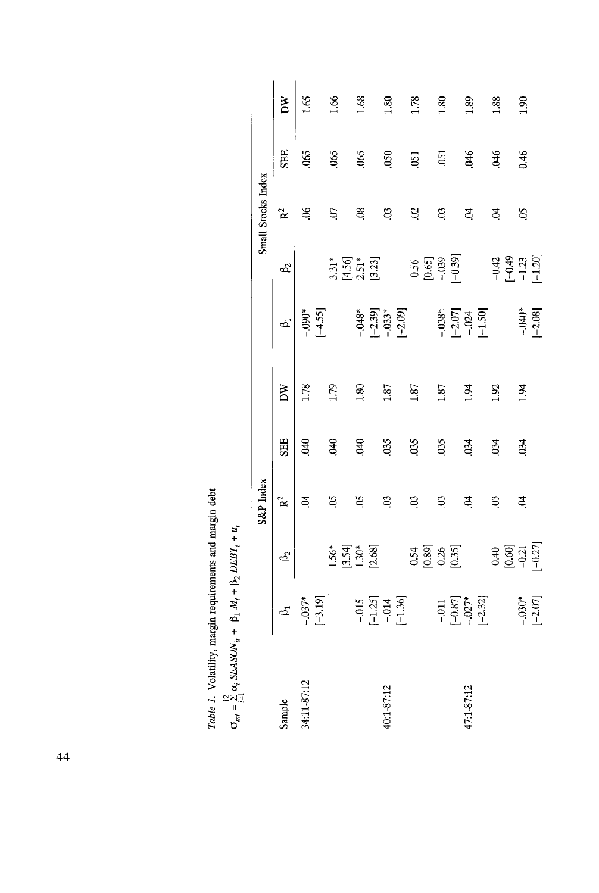*Table 1.* Volatility, margin requirements and margin debt

$$\sigma_{mt} = \sum_{i=1}^{12} \alpha_i\, SEASON_{it} + \beta_1 M_t + \beta_2\, DEBT_t + u_t$$

| Sample | S&P Index | | | | | Small Stocks Index | | | | |
|---|---|---|---|---|---|---|---|---|---|---|
| | $\beta_1$ | $\beta_2$ | $R^2$ | SEE | DW | $\beta_1$ | $\beta_2$ | $R^2$ | SEE | DW |
| 34:11-87:12 | -.037* [-3.19] | | .04 | .040 | 1.78 | -.090* [-4.55] | | .06 | .065 | 1.65 |
| | | 1.56* [3.54] | .05 | .040 | 1.79 | | 3.31* [4.56] | .07 | .065 | 1.66 |
| | -.015 [-1.25] | 1.30* [2.68] | .05 | .040 | 1.80 | -.048* [-2.39] | 2.51* [3.23] | .08 | .065 | 1.68 |
| 40:1-87:12 | -.014 [-1.36] | | .03 | .035 | 1.87 | -.033* [-2.09] | | .03 | .050 | 1.80 |
| | | 0.54 [0.89] | .03 | .035 | 1.87 | | 0.56 [0.65] | .02 | .051 | 1.78 |
| | -.011 [-0.87] | 0.26 [0.35] | .03 | .035 | 1.87 | -.038* [-2.07] | -.039 [-0.39] | .03 | .051 | 1.80 |
| 47:1-87:12 | -.027* [-2.32] | | .04 | .034 | 1.94 | -.024 [-1.50] | | .04 | .046 | 1.89 |
| | | 0.40 [0.60] | .03 | .034 | 1.92 | | -0.42 [-0.49] | .04 | .046 | 1.88 |
| | -.030* [-2.07] | -0.21 [-0.27] | .04 | .034 | 1.94 | -.040* [-2.08] | -1.23 [-1.20] | .05 | 0.46 | 1.90 |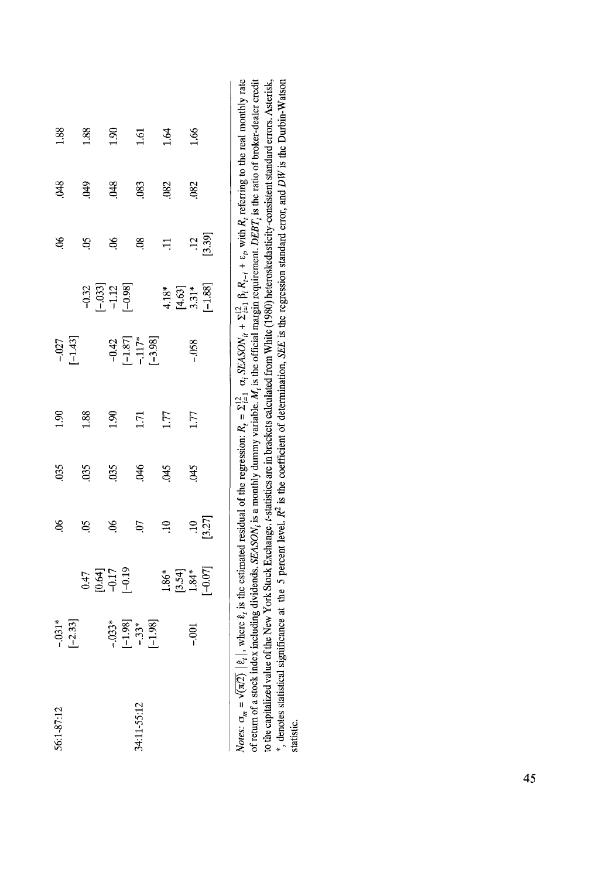| | | | | | | | | | | |
|---|---|---|---|---|---|---|---|---|---|---|
| 56:1-87:12 | -.031* | | .06 | .035 | 1.90 | -.027 | | .06 | .048 | 1.88 |
| | [-2.33] | | | | | [-1.43] | | | | |
| | | 0.47 | .05 | .035 | 1.88 | | -0.32 | .05 | .049 | 1.88 |
| | | [0.64] | | | | | [-.033] | | | |
| | -.033* | -0.17 | .06 | .035 | 1.90 | -0.42 | -1.12 | .06 | .048 | 1.90 |
| | [-1.98] | [-0.19] | | | | [-1.87] | [-0.98] | | | |
| 34:11-55:12 | -.33* | | .07 | .046 | 1.71 | -.117* | | .08 | .083 | 1.61 |
| | [-1.98] | | | | | [-3.98] | | | | |
| | | 1.86* | .10 | .045 | 1.77 | | 4.18* | .11 | .082 | 1.64 |
| | | [3.54] | | | | | [4.63] | | | |
| | -.001 | 1.84* | .10 | .045 | 1.77 | -.058 | 3.31* | .12 | .082 | 1.66 |
| | | [-0.07] | [3.27] | | | | [-1.88] | [3.39] | | |

*Notes:* $\sigma_m = \sqrt{(\pi/2)}\,|\hat{\varepsilon}_t|$, where $\hat{\varepsilon}_t$ is the estimated residual of the regression: $R_t = \Sigma_{i=1}^{12}\ \alpha_i\, SEASON_{it} + \Sigma_{i=1}^{12}\ \beta_i\, R_{t-i} + \varepsilon_t$, with $R_t$ referring to the real monthly rate of return of a stock index including dividends. $SEASON_i$ is a monthly dummy variable. $M_t$ is the official margin requirement. $DEBT_t$ is the ratio of broker-dealer credit to the capitalized value of the New York Stock Exchange. $t$-statistics are in brackets calculated from White (1980) heteroskedasticity-consistent standard errors. Asterisk, *, denotes statistical significance at the 5 percent level. $R^2$ is the coefficient of determination, $SEE$ is the regression standard error, and $DW$ is the Durbin-Watson statistic.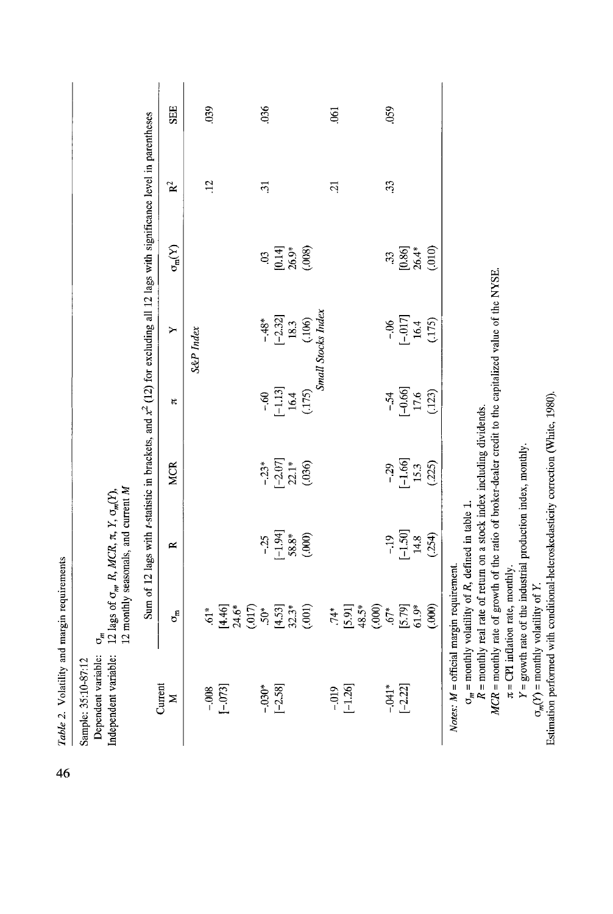*Table 2.* Volatility and margin requirements

Sample: 35:10-87:12
Dependent variable: $\sigma_m$
Independent variable: 12 lags of $\sigma_m$, $R$, $MCR$, $\pi$, $Y$, $\sigma_m(Y)$, 12 monthly seasonals, and current $M$

| Current M | $\sigma_m$ | R | MCR | $\pi$ | Y | $\sigma_m(Y)$ | $R^2$ | SEE |
|---|---|---|---|---|---|---|---|---|
| | | | | | *S&P Index* | | | |
| -.008 | .61* | | | | | | .12 | .039 |
| [-.073] | [4.46] | | | | | | | |
| | 24.6* | | | | | | | |
| | (.017) | | | | | | | |
| -.030* | .50* | -.25 | -.23* | -.60 | -.48* | .03 | .31 | .036 |
| [-2.58] | [4.53] | [-1.94] | [-2.07] | [-1.13] | [-2.32] | [0.14] | | |
| | 32.3* | 58.8* | 22.1* | 16.4 | 18.3 | 26.9* | | |
| | (.001) | (.000) | (.036) | (.175) | (.106) | (.008) | | |
| | | | | | *Small Stocks Index* | | | |
| -.019 | .74* | | | | | | .21 | .061 |
| [-1.26] | [5.91] | | | | | | | |
| | 48.5* | | | | | | | |
| | (.000) | | | | | | | |
| -.041* | .67* | -.19 | -.29 | -.54 | -.06 | .33 | .33 | .059 |
| [-2.22] | [5.79] | [-1.50] | [-1.66] | [-0.66] | [-.017] | [0.86] | | |
| | 61.9* | 14.8 | 15.3 | 17.6 | 16.4 | 26.4* | | |
| | (.000) | (.254) | (.225) | (.123) | (.175) | (.010) | | |

Column header for $\sigma_m$ through $\sigma_m(Y)$: Sum of 12 lags with $t$-statistic in brackets, and $\chi^2$ (12) for excluding all 12 lags with significance level in parentheses

*Notes*: $M$ = official margin requirement.
$\sigma_m$ = monthly volatility of $R$, defined in table 1.
$R$ = monthly real rate of return on a stock index including dividends.
$MCR$ = monthly rate of growth of the ratio of broker-dealer credit to the capitalized value of the NYSE.
$\pi$ = CPI inflation rate, monthly.
$Y$ = growth rate of the industrial production index, monthly.
$\sigma_m(Y)$ = monthly volatility of $Y$.
Estimation performed with conditional-heteroskedasticity correction (White, 1980).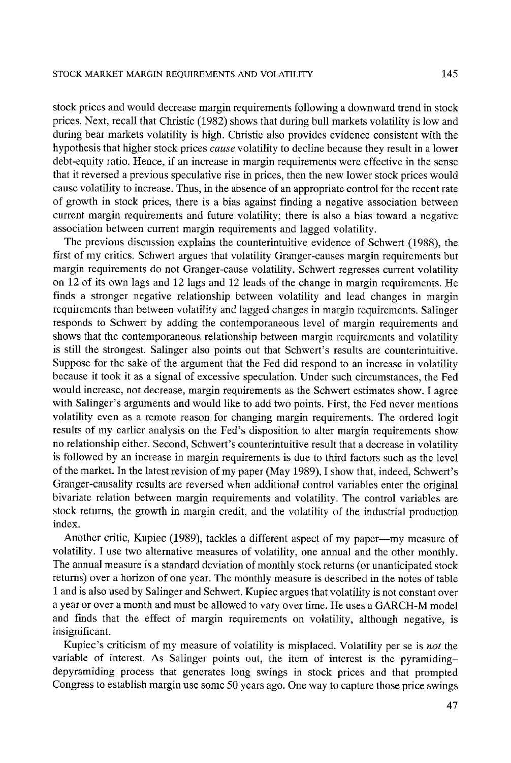stock prices and would decrease margin requirements following a downward trend in stock prices. Next, recall that Christie (1982) shows that during bull markets volatility is low and during bear markets volatility is high. Christie also provides evidence consistent with the hypothesis that higher stock prices *cause* volatility to decline because they result in a lower debt-equity ratio. Hence, if an increase in margin requirements were effective in the sense that it reversed a previous speculative rise in prices, then the new lower stock prices would cause volatility to increase. Thus, in the absence of an appropriate control for the recent rate of growth in stock prices, there is a bias against finding a negative association between current margin requirements and future volatility; there is also a bias toward a negative association between current margin requirements and lagged volatility.

The previous discussion explains the counterintuitive evidence of Schwert (1988), the first of my critics. Schwert argues that volatility Granger-causes margin requirements but margin requirements do not Granger-cause volatility. Schwert regresses current volatility on 12 of its own lags and 12 lags and 12 leads of the change in margin requirements. He finds a stronger negative relationship between volatility and lead changes in margin requirements than between volatility and lagged changes in margin requirements. Salinger responds to Schwert by adding the contemporaneous level of margin requirements and shows that the contemporaneous relationship between margin requirements and volatility is still the strongest. Salinger also points out that Schwert's results are counterintuitive. Suppose for the sake of the argument that the Fed did respond to an increase in volatility because it took it as a signal of excessive speculation. Under such circumstances, the Fed would increase, not decrease, margin requirements as the Schwert estimates show. I agree with Salinger's arguments and would like to add two points. First, the Fed never mentions volatility even as a remote reason for changing margin requirements. The ordered logit results of my earlier analysis on the Fed's disposition to alter margin requirements show no relationship either. Second, Schwert's counterintuitive result that a decrease in volatility is followed by an increase in margin requirements is due to third factors such as the level of the market. In the latest revision of my paper (May 1989), I show that, indeed, Schwert's Granger-causality results are reversed when additional control variables enter the original bivariate relation between margin requirements and volatility. The control variables are stock returns, the growth in margin credit, and the volatility of the industrial production index.

Another critic, Kupiec (1989), tackles a different aspect of my paper—my measure of volatility. I use two alternative measures of volatility, one annual and the other monthly. The annual measure is a standard deviation of monthly stock returns (or unanticipated stock returns) over a horizon of one year. The monthly measure is described in the notes of table 1 and is also used by Salinger and Schwert. Kupiec argues that volatility is not constant over a year or over a month and must be allowed to vary over time. He uses a GARCH-M model and finds that the effect of margin requirements on volatility, although negative, is insignificant.

Kupiec's criticism of my measure of volatility is misplaced. Volatility per se is *not* the variable of interest. As Salinger points out, the item of interest is the pyramiding–depyramiding process that generates long swings in stock prices and that prompted Congress to establish margin use some 50 years ago. One way to capture those price swings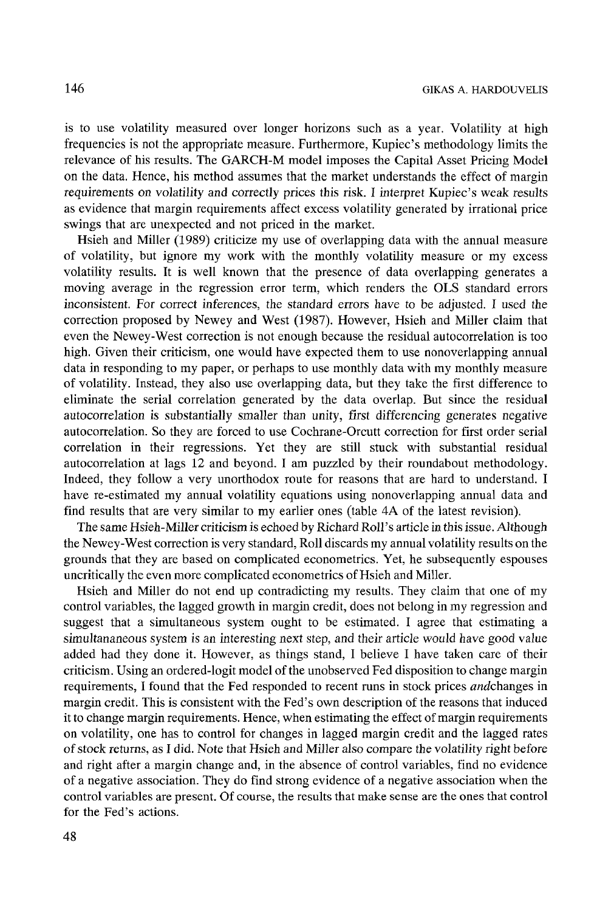is to use volatility measured over longer horizons such as a year. Volatility at high frequencies is not the appropriate measure. Furthermore, Kupiec's methodology limits the relevance of his results. The GARCH-M model imposes the Capital Asset Pricing Model on the data. Hence, his method assumes that the market understands the effect of margin requirements on volatility and correctly prices this risk. I interpret Kupiec's weak results as evidence that margin requirements affect excess volatility generated by irrational price swings that are unexpected and not priced in the market.

Hsieh and Miller (1989) criticize my use of overlapping data with the annual measure of volatility, but ignore my work with the monthly volatility measure or my excess volatility results. It is well known that the presence of data overlapping generates a moving average in the regression error term, which renders the OLS standard errors inconsistent. For correct inferences, the standard errors have to be adjusted. I used the correction proposed by Newey and West (1987). However, Hsieh and Miller claim that even the Newey-West correction is not enough because the residual autocorrelation is too high. Given their criticism, one would have expected them to use nonoverlapping annual data in responding to my paper, or perhaps to use monthly data with my monthly measure of volatility. Instead, they also use overlapping data, but they take the first difference to eliminate the serial correlation generated by the data overlap. But since the residual autocorrelation is substantially smaller than unity, first differencing generates negative autocorrelation. So they are forced to use Cochrane-Orcutt correction for first order serial correlation in their regressions. Yet they are still stuck with substantial residual autocorrelation at lags 12 and beyond. I am puzzled by their roundabout methodology. Indeed, they follow a very unorthodox route for reasons that are hard to understand. I have re-estimated my annual volatility equations using nonoverlapping annual data and find results that are very similar to my earlier ones (table 4A of the latest revision).

The same Hsieh-Miller criticism is echoed by Richard Roll's article in this issue. Although the Newey-West correction is very standard, Roll discards my annual volatility results on the grounds that they are based on complicated econometrics. Yet, he subsequently espouses uncritically the even more complicated econometrics of Hsieh and Miller.

Hsieh and Miller do not end up contradicting my results. They claim that one of my control variables, the lagged growth in margin credit, does not belong in my regression and suggest that a simultaneous system ought to be estimated. I agree that estimating a simultananeous system is an interesting next step, and their article would have good value added had they done it. However, as things stand, I believe I have taken care of their criticism. Using an ordered-logit model of the unobserved Fed disposition to change margin requirements, I found that the Fed responded to recent runs in stock prices *and*changes in margin credit. This is consistent with the Fed's own description of the reasons that induced it to change margin requirements. Hence, when estimating the effect of margin requirements on volatility, one has to control for changes in lagged margin credit and the lagged rates of stock returns, as I did. Note that Hsieh and Miller also compare the volatility right before and right after a margin change and, in the absence of control variables, find no evidence of a negative association. They do find strong evidence of a negative association when the control variables are present. Of course, the results that make sense are the ones that control for the Fed's actions.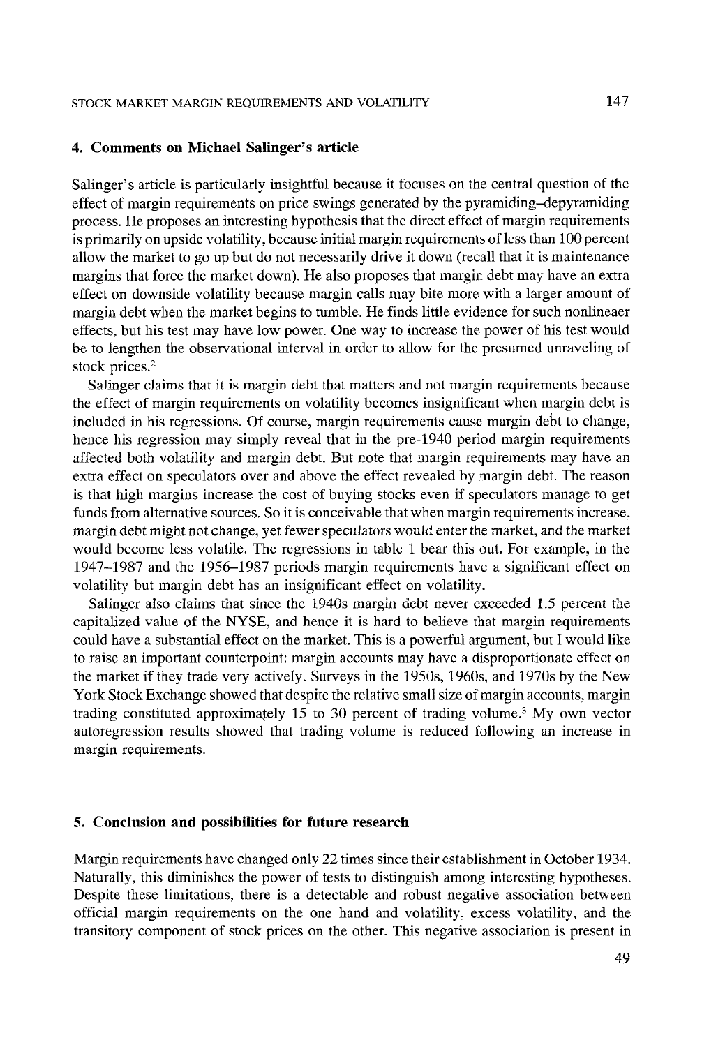## 4. Comments on Michael Salinger's article

Salinger's article is particularly insightful because it focuses on the central question of the effect of margin requirements on price swings generated by the pyramiding–depyramiding process. He proposes an interesting hypothesis that the direct effect of margin requirements is primarily on upside volatility, because initial margin requirements of less than 100 percent allow the market to go up but do not necessarily drive it down (recall that it is maintenance margins that force the market down). He also proposes that margin debt may have an extra effect on downside volatility because margin calls may bite more with a larger amount of margin debt when the market begins to tumble. He finds little evidence for such nonlineaer effects, but his test may have low power. One way to increase the power of his test would be to lengthen the observational interval in order to allow for the presumed unraveling of stock prices.[2]

Salinger claims that it is margin debt that matters and not margin requirements because the effect of margin requirements on volatility becomes insignificant when margin debt is included in his regressions. Of course, margin requirements cause margin debt to change, hence his regression may simply reveal that in the pre-1940 period margin requirements affected both volatility and margin debt. But note that margin requirements may have an extra effect on speculators over and above the effect revealed by margin debt. The reason is that high margins increase the cost of buying stocks even if speculators manage to get funds from alternative sources. So it is conceivable that when margin requirements increase, margin debt might not change, yet fewer speculators would enter the market, and the market would become less volatile. The regressions in table 1 bear this out. For example, in the 1947–1987 and the 1956–1987 periods margin requirements have a significant effect on volatility but margin debt has an insignificant effect on volatility.

Salinger also claims that since the 1940s margin debt never exceeded 1.5 percent the capitalized value of the NYSE, and hence it is hard to believe that margin requirements could have a substantial effect on the market. This is a powerful argument, but I would like to raise an important counterpoint: margin accounts may have a disproportionate effect on the market if they trade very actively. Surveys in the 1950s, 1960s, and 1970s by the New York Stock Exchange showed that despite the relative small size of margin accounts, margin trading constituted approximately 15 to 30 percent of trading volume.[3] My own vector autoregression results showed that trading volume is reduced following an increase in margin requirements.

## 5. Conclusion and possibilities for future research

Margin requirements have changed only 22 times since their establishment in October 1934. Naturally, this diminishes the power of tests to distinguish among interesting hypotheses. Despite these limitations, there is a detectable and robust negative association between official margin requirements on the one hand and volatility, excess volatility, and the transitory component of stock prices on the other. This negative association is present in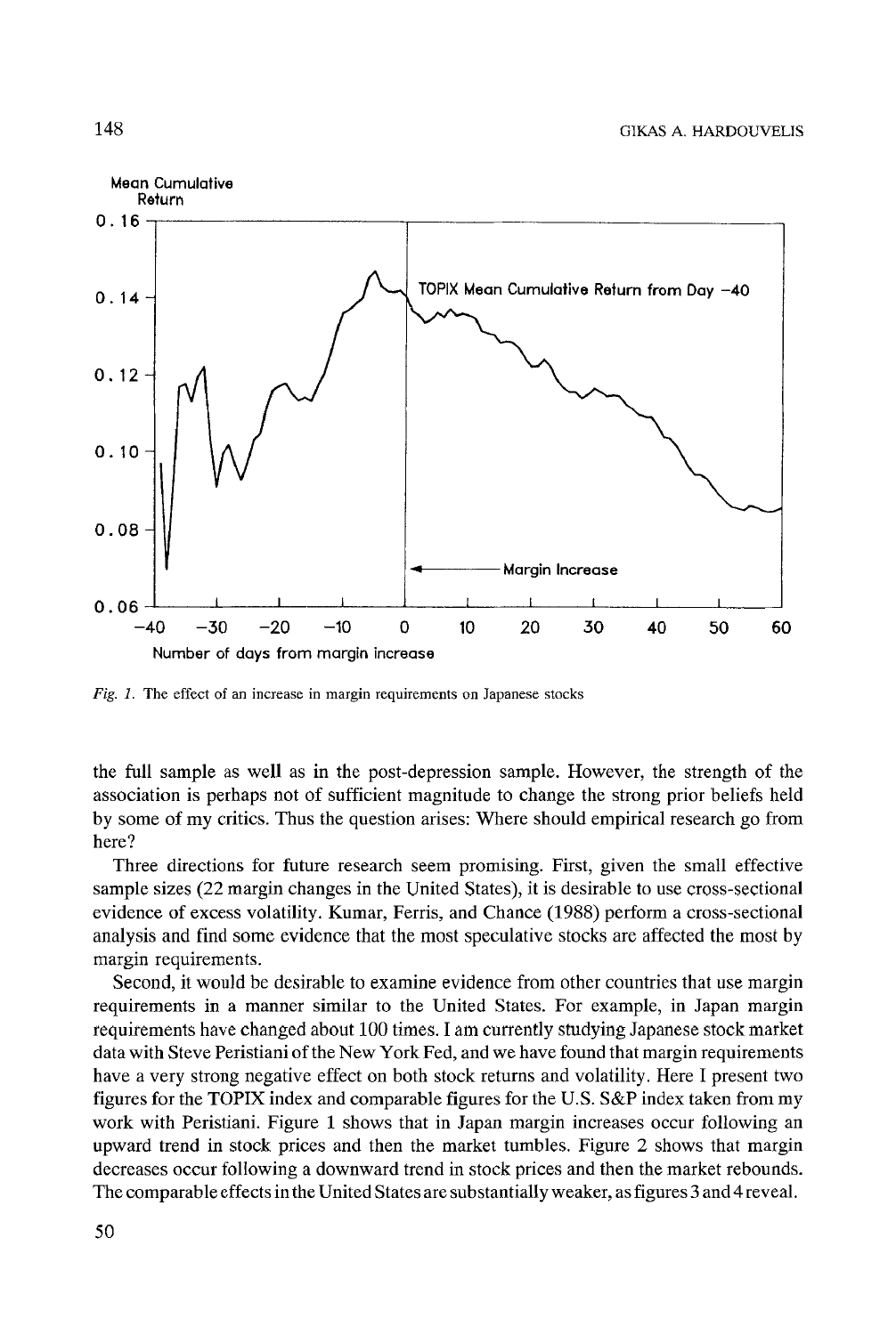Fig. 1. The effect of an increase in margin requirements on Japanese stocks

the full sample as well as in the post-depression sample. However, the strength of the association is perhaps not of sufficient magnitude to change the strong prior beliefs held by some of my critics. Thus the question arises: Where should empirical research go from here?

Three directions for future research seem promising. First, given the small effective sample sizes (22 margin changes in the United States), it is desirable to use cross-sectional evidence of excess volatility. Kumar, Ferris, and Chance (1988) perform a cross-sectional analysis and find some evidence that the most speculative stocks are affected the most by margin requirements.

Second, it would be desirable to examine evidence from other countries that use margin requirements in a manner similar to the United States. For example, in Japan margin requirements have changed about 100 times. I am currently studying Japanese stock market data with Steve Peristiani of the New York Fed, and we have found that margin requirements have a very strong negative effect on both stock returns and volatility. Here I present two figures for the TOPIX index and comparable figures for the U.S. S&P index taken from my work with Peristiani. Figure 1 shows that in Japan margin increases occur following an upward trend in stock prices and then the market tumbles. Figure 2 shows that margin decreases occur following a downward trend in stock prices and then the market rebounds. The comparable effects in the United States are substantially weaker, as figures 3 and 4 reveal.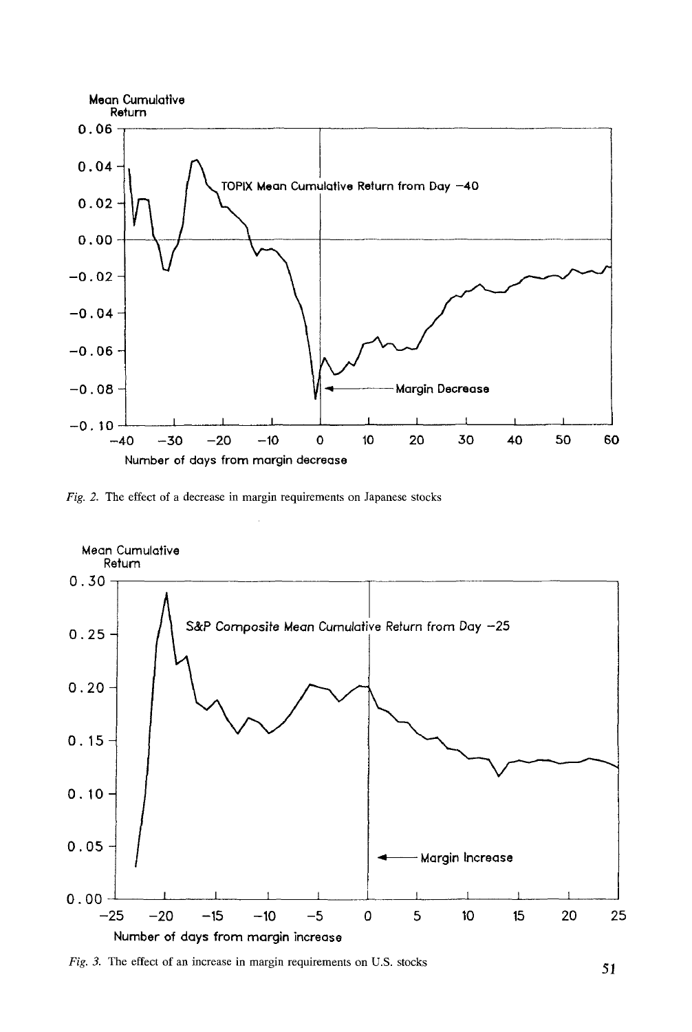Fig. 2. The effect of a decrease in margin requirements on Japanese stocks

Fig. 3. The effect of an increase in margin requirements on U.S. stocks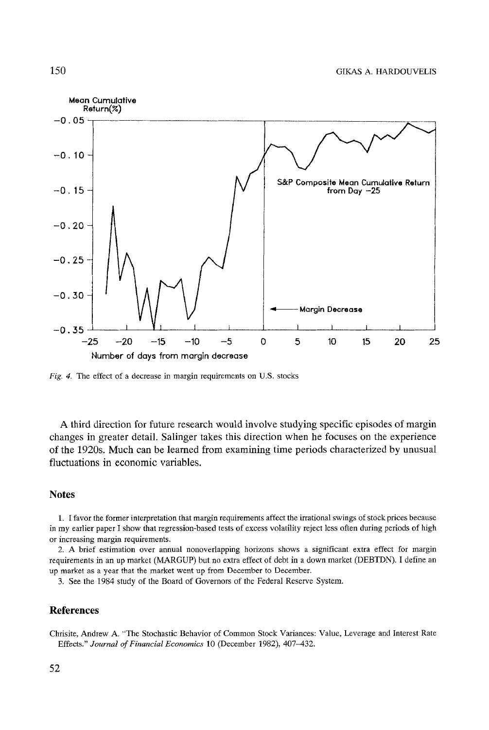Fig. 4. The effect of a decrease in margin requirements on U.S. stocks

A third direction for future research would involve studying specific episodes of margin changes in greater detail. Salinger takes this direction when he focuses on the experience of the 1920s. Much can be learned from examining time periods characterized by unusual fluctuations in economic variables.

## Notes

1. I favor the former interpretation that margin requirements affect the irrational swings of stock prices because in my earlier paper I show that regression-based tests of excess volatility reject less often during periods of high or increasing margin requirements.
2. A brief estimation over annual nonoverlapping horizons shows a significant extra effect for margin requirements in an up market (MARGUP) but no extra effect of debt in a down market (DEBTDN). I define an up market as a year that the market went up from December to December.
3. See the 1984 study of the Board of Governors of the Federal Reserve System.

## References

Chrisite, Andrew A. "The Stochastic Behavior of Common Stock Variances: Value, Leverage and Interest Rate Effects." *Journal of Financial Economics* 10 (December 1982), 407–432.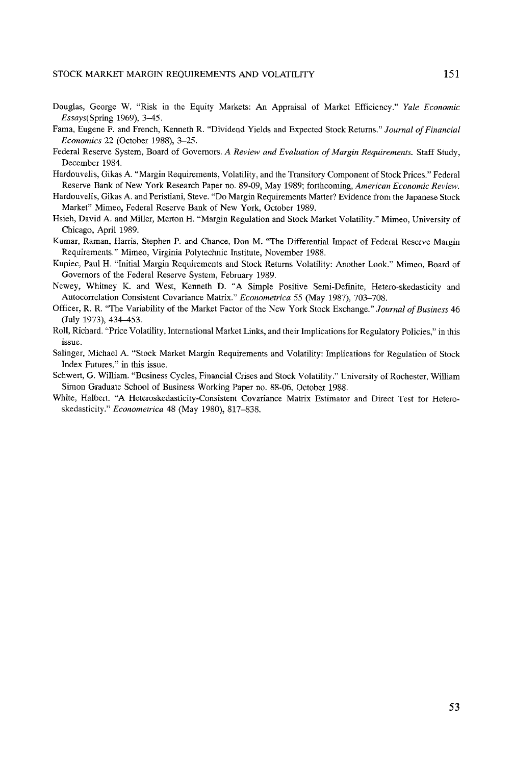Douglas, George W. "Risk in the Equity Markets: An Appraisal of Market Efficiency." *Yale Economic Essays*(Spring 1969), 3–45.

Fama, Eugene F. and French, Kenneth R. "Dividend Yields and Expected Stock Returns." *Journal of Financial Economics* 22 (October 1988), 3–25.

Federal Reserve System, Board of Governors. *A Review and Evaluation of Margin Requirements.* Staff Study, December 1984.

Hardouvelis, Gikas A. "Margin Requirements, Volatility, and the Transitory Component of Stock Prices." Federal Reserve Bank of New York Research Paper no. 89-09, May 1989; forthcoming, *American Economic Review.*

Hardouvelis, Gikas A. and Peristiani, Steve. "Do Margin Requirements Matter? Evidence from the Japanese Stock Market" Mimeo, Federal Reserve Bank of New York, October 1989.

Hsieh, David A. and Miller, Merton H. "Margin Regulation and Stock Market Volatility." Mimeo, University of Chicago, April 1989.

Kumar, Raman, Harris, Stephen P. and Chance, Don M. "The Differential Impact of Federal Reserve Margin Requirements." Mimeo, Virginia Polytechnic Institute, November 1988.

Kupiec, Paul H. "Initial Margin Requirements and Stock Returns Volatility: Another Look." Mimeo, Board of Governors of the Federal Reserve System, February 1989.

Newey, Whitney K. and West, Kenneth D. "A Simple Positive Semi-Definite, Hetero-skedasticity and Autocorrelation Consistent Covariance Matrix." *Econometrica* 55 (May 1987), 703–708.

Officer, R. R. "The Variability of the Market Factor of the New York Stock Exchange." *Journal of Business* 46 (July 1973), 434–453.

Roll, Richard. "Price Volatility, International Market Links, and their Implications for Regulatory Policies," in this issue.

Salinger, Michael A. "Stock Market Margin Requirements and Volatility: Implications for Regulation of Stock Index Futures," in this issue.

Schwert, G. William. "Business Cycles, Financial Crises and Stock Volatility." University of Rochester, William Simon Graduate School of Business Working Paper no. 88-06, October 1988.

White, Halbert. "A Heteroskedasticity-Consistent Covariance Matrix Estimator and Direct Test for Heteroskedasticity." *Econometrica* 48 (May 1980), 817–838.